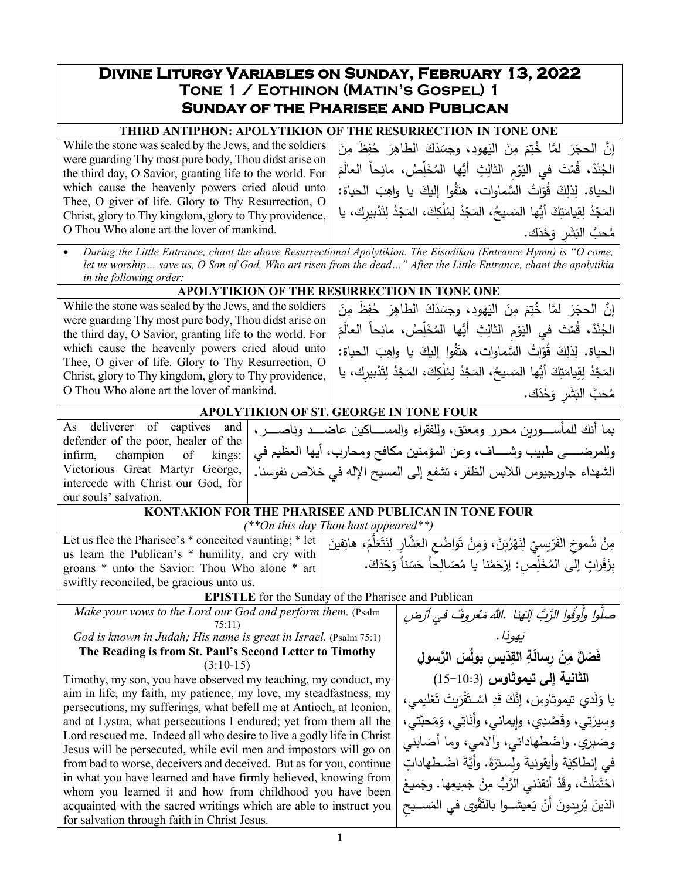# Divine Liturgy Variables on Sunday, February 13, 2022
## Tone 1 / Eothinon (Matin's Gospel) 1
## Sunday of the Pharisee and Publican

### THIRD ANTIPHON: APOLYTIKION OF THE RESURRECTION IN TONE ONE

| | |
|---|---|
| While the stone was sealed by the Jews, and the soldiers were guarding Thy most pure body, Thou didst arise on the third day, O Savior, granting life to the world. For which cause the heavenly powers cried aloud unto Thee, O giver of life. Glory to Thy Resurrection, O Christ, glory to Thy kingdom, glory to Thy providence, O Thou Who alone art the lover of mankind. | إنَّ الحجَرَ لمَّا خُتِمَ مِنَ اليَهود، وجسَدَكَ الطاهِرَ حُفِظَ مِنَ الجُنْدْ، قُمْتَ في اليَوْمِ الثالِثِ أيُّها المُخَلِّصُ، مانِحاً العالَمَ الحياة. لِذلِكَ قُوّاتُ السَّماواتِ، هتَفُوا إليكَ يا واهِبَ الحياة: المَجْدُ لِقِيامَتِكَ أيُّها المَسيحُ، المَجْدُ لِمُلْكِكَ، المَجْدُ لِتَدْبيرِك، يا مُحبَّ البَشَرِ وَحْدَكَ. |

- *During the Little Entrance, chant the above Resurrectional Apolytikion. The Eisodikon (Entrance Hymn) is "O come, let us worship… save us, O Son of God, Who art risen from the dead…" After the Little Entrance, chant the apolytikia in the following order:*

### APOLYTIKION OF THE RESURRECTION IN TONE ONE

| | |
|---|---|
| While the stone was sealed by the Jews, and the soldiers were guarding Thy most pure body, Thou didst arise on the third day, O Savior, granting life to the world. For which cause the heavenly powers cried aloud unto Thee, O giver of life. Glory to Thy Resurrection, O Christ, glory to Thy kingdom, glory to Thy providence, O Thou Who alone art the lover of mankind. | إنَّ الحجَرَ لمَّا خُتِمَ مِنَ اليَهود، وجسَدَكَ الطاهِرَ حُفِظَ مِنَ الجُنْدْ، قُمْتَ في اليَوْمِ الثالِثِ أيُّها المُخَلِّصُ، مانِحاً العالَمَ الحياة. لِذلِكَ قُوّاتُ السَّماواتِ، هتَفُوا إليكَ يا واهِبَ الحياة: المَجْدُ لِقِيامَتِكَ أيُّها المَسيحُ، المَجْدُ لِمُلْكِكَ، المَجْدُ لِتَدْبيرِك، يا مُحبَّ البَشَرِ وَحْدَكَ. |

### APOLYTIKION OF ST. GEORGE IN TONE FOUR

| | |
|---|---|
| As deliverer of captives and defender of the poor, healer of the infirm, champion of kings: Victorious Great Martyr George, intercede with Christ our God, for our souls' salvation. | بما أنك للمأسورين محرر ومعتق، وللفقراء والمساكين عاضد وناصر، وللمرضى طبيب وشاف، وعن المؤمنين مكافح ومحارب، أيها العظيم في الشهداء جاورجيوس اللابس الظفر، تشفع إلى المسيح الإله في خلاص نفوسنا. |

### KONTAKION FOR THE PHARISEE AND PUBLICAN IN TONE FOUR
*(\*\*On this day Thou hast appeared\*\*)*

| | |
|---|---|
| Let us flee the Pharisee's * conceited vaunting; * let us learn the Publican's * humility, and cry with groans * unto the Savior: Thou Who alone * art swiftly reconciled, be gracious unto us. | مِنْ شُموخِ الفَرّيسيِّ لِنَهْرُبَنَّ، وَمِنْ تَواضُعِ العَشَّارِ لِنَتَعَلَّمْ، هاتِفينَ بِزَفَراتٍ إلى المُخَلِّصِ: إرْحَمْنا يا مُصَالِحاً حَسَناً وَحْدَكَ. |

### EPISTLE for the Sunday of the Pharisee and Publican

| | |
|---|---|
| *Make your vows to the Lord our God and perform them.* (Psalm 75:11)<br>*God is known in Judah; His name is great in Israel.* (Psalm 75:1)<br>**The Reading is from St. Paul's Second Letter to Timothy** (3:10-15)<br>Timothy, my son, you have observed my teaching, my conduct, my aim in life, my faith, my patience, my love, my steadfastness, my persecutions, my sufferings, what befell me at Antioch, at Iconion, and at Lystra, what persecutions I endured; yet from them all the Lord rescued me. Indeed all who desire to live a godly life in Christ Jesus will be persecuted, while evil men and impostors will go on from bad to worse, deceivers and deceived. But as for you, continue in what you have learned and have firmly believed, knowing from whom you learned it and how from childhood you have been acquainted with the sacred writings which are able to instruct you for salvation through faith in Christ Jesus. | *صلّوا وأوفوا الرَّبَّ إلهَنا. اللهُ مَعْروفٌ في أرْضِ يَهوذا.*<br>**فَصْلٌ مِنْ رِسالَةِ القِدّيسِ بولُسَ الرَّسولِ الثانية إلى تيموثاوس** (3:10-15)<br>يا وَلَدي تيموثاوسَ، إنَّكَ قَدِ اسْتَقْرَيتَ تَعْليمي، وسِيرَتي، وقَصْدِي، وإيماني، وأناتِي، وَمَحبَّتي، وصَبْري. واضْطهاداتي، وآلامي، وما أصَابني في إنطاكِيَةَ وأيقونيةَ ولِسترَةَ. وأيَّةَ اضْطهاداتٍ احْتَمَلْتُ، وقَدْ أنقذني الرَّبُّ مِنْ جَميعِها. وجَميعُ الذينَ يُريدونَ أنْ يَعيشوا بالتَّقْوى في المَسيحِ |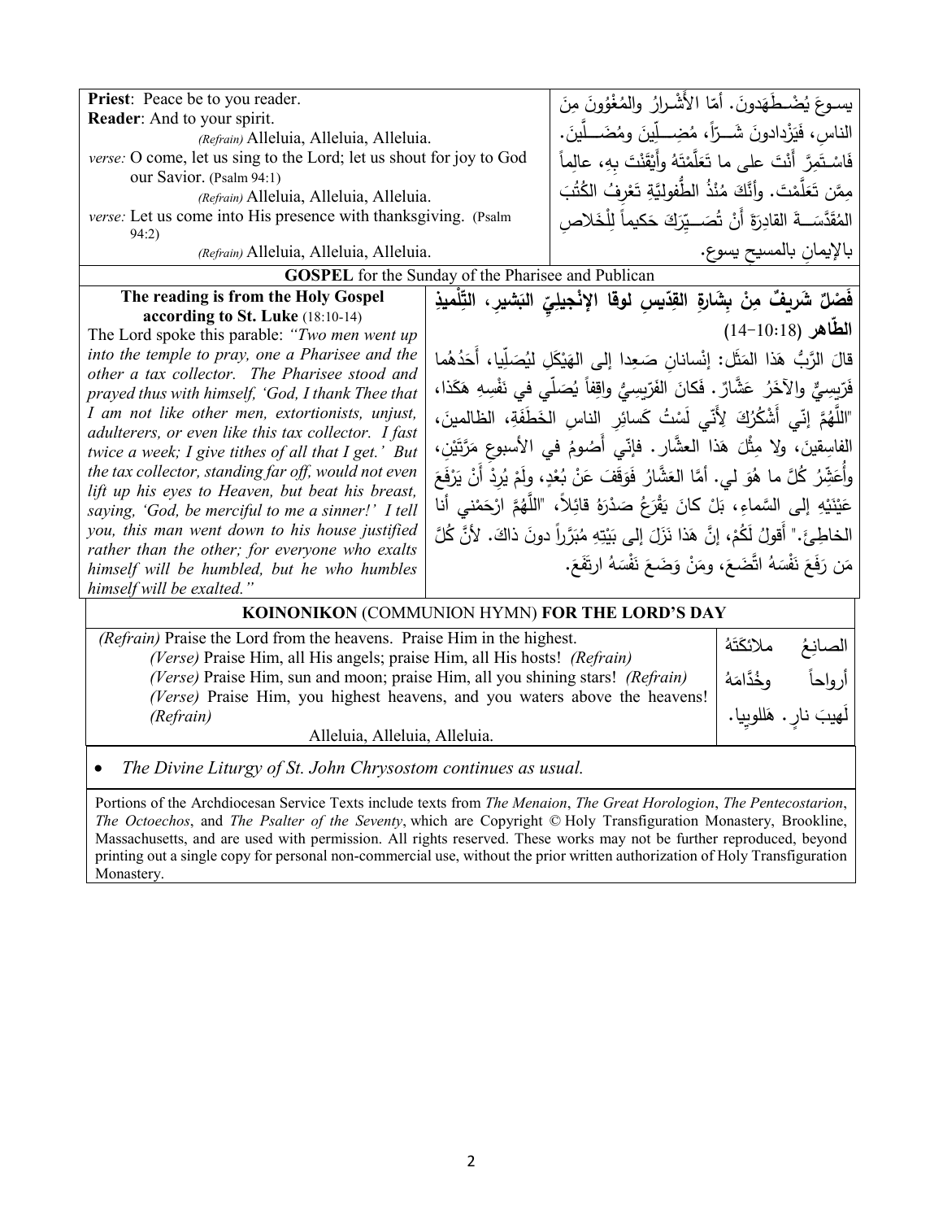**Priest**: Peace be to you reader.
**Reader**: And to your spirit.

*(Refrain)* Alleluia, Alleluia, Alleluia.

*verse:* O come, let us sing to the Lord; let us shout for joy to God our Savior. (Psalm 94:1)

*(Refrain)* Alleluia, Alleluia, Alleluia.

*verse:* Let us come into His presence with thanksgiving. (Psalm 94:2)

*(Refrain)* Alleluia, Alleluia, Alleluia.

يسـوعَ يُضْـطَهَدونَ. أمّا الأَشْـرارُ والمُغْوُونَ مِنَ الناسِ، فَيَزْدادونَ شَـرّاً، مُضِـلِّينَ ومُضَـلِّينَ. فَاسْـتَمِرَّ أَنْتَ على ما تَعَلَّمْتَهُ وأَيْقَنْتَ بِهِ، عالِماً مِمَّن تَعَلَّمْتَ. وأَنَّكَ مُنْذُ الطُّفوليَّةِ تَعْرِفُ الكُتُبَ المُقَدَّسَـةَ القادِرَةَ أَنْ تُصَـيِّرَكَ حَكيماً لِلْخَلاصِ بالإيمانِ بالمسيحِ يسوع.

**GOSPEL** for the Sunday of the Pharisee and Publican

**The reading is from the Holy Gospel according to St. Luke** (18:10-14)

The Lord spoke this parable: *"Two men went up into the temple to pray, one a Pharisee and the other a tax collector. The Pharisee stood and prayed thus with himself, 'God, I thank Thee that I am not like other men, extortionists, unjust, adulterers, or even like this tax collector. I fast twice a week; I give tithes of all that I get.' But the tax collector, standing far off, would not even lift up his eyes to Heaven, but beat his breast, saying, 'God, be merciful to me a sinner!' I tell you, this man went down to his house justified rather than the other; for everyone who exalts himself will be humbled, but he who humbles himself will be exalted."*

**فَصْلٌ شَريفٌ مِنْ بِشَارَةِ القِدّيسِ لوقا الإنْجيليِّ البَشيرِ، التِّلْميذِ الطّاهِر** (18:10-14)

قالَ الرَّبُّ هَذا المَثَل: إنْسانانِ صَعِدا إلى الهَيْكَلِ لِيُصَلِّيا، أَحَدُهُما فَرّيسِيٌّ والآخَرُ عَشَّارٌ. فَكانَ الفَرّيسِيُّ واقِفاً يُصَلّي في نَفْسِهِ هَكَذا، "اللَّهُمَّ إنّي أَشْكُرُكَ لِأَنّي لَسْتُ كَسائِرِ الناسِ الخَطَفَةِ، الظالمينَ، الفاسِقينَ، ولا مِثْلَ هَذا العشَّار. فإنّي أَصُومُ في الأسبوعِ مَرَّتَيْنِ، وأُعَشِّرُ كُلَّ ما هُوَ لي. أمَّا العَشَّارُ فَوَقَفَ عَنْ بُعْدٍ، ولَمْ يُرِدْ أَنْ يَرْفَعَ عَيْنَيْهِ إلى السَّماءِ، بَلْ كانَ يَقْرَعُ صَدْرَهُ قائِلاً، "اللَّهُمَّ ارْحَمْني أنا الخاطِئَ." أَقولُ لَكُمْ، إنَّ هَذا نَزَلَ إلى بَيْتِهِ مُبَرَّراً دونَ ذاكَ. لأنَّ كُلَّ مَن رَفَعَ نَفْسَهُ اتَّضَعَ، ومَنْ وَضَعَ نَفْسَهُ ارتَفَعَ.

**KOINONIKON** (COMMUNION HYMN) **FOR THE LORD'S DAY**

*(Refrain)* Praise the Lord from the heavens. Praise Him in the highest.
*(Verse)* Praise Him, all His angels; praise Him, all His hosts! *(Refrain)*
*(Verse)* Praise Him, sun and moon; praise Him, all you shining stars! *(Refrain)*
*(Verse)* Praise Him, you highest heavens, and you waters above the heavens! *(Refrain)*

Alleluia, Alleluia, Alleluia.

الصانِعُ ملائكَتَهُ أرواحاً وخُدَّامَهُ لَهيبَ نارٍ. هَللويا.

- *The Divine Liturgy of St. John Chrysostom continues as usual.*

Portions of the Archdiocesan Service Texts include texts from *The Menaion*, *The Great Horologion*, *The Pentecostarion*, *The Octoechos*, and *The Psalter of the Seventy*, which are Copyright © Holy Transfiguration Monastery, Brookline, Massachusetts, and are used with permission. All rights reserved. These works may not be further reproduced, beyond printing out a single copy for personal non-commercial use, without the prior written authorization of Holy Transfiguration Monastery.